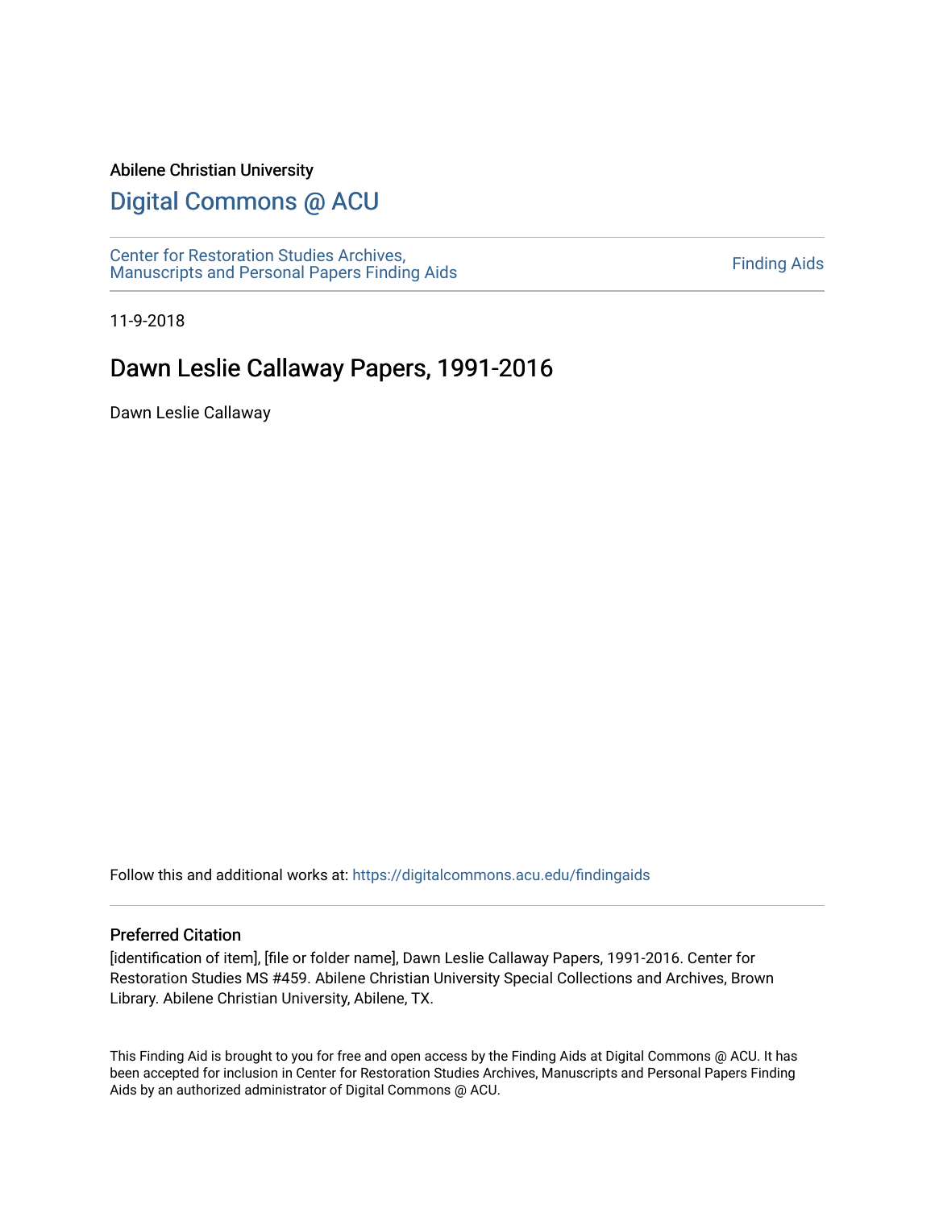Abilene Christian University

# Digital Commons @ ACU

Center for Restoration Studies Archives, Manuscripts and Personal Papers Finding Aids

Finding Aids

11-9-2018

## Dawn Leslie Callaway Papers, 1991-2016

Dawn Leslie Callaway

Follow this and additional works at: https://digitalcommons.acu.edu/findingaids

### Preferred Citation

[identification of item], [file or folder name], Dawn Leslie Callaway Papers, 1991-2016. Center for Restoration Studies MS #459. Abilene Christian University Special Collections and Archives, Brown Library. Abilene Christian University, Abilene, TX.

This Finding Aid is brought to you for free and open access by the Finding Aids at Digital Commons @ ACU. It has been accepted for inclusion in Center for Restoration Studies Archives, Manuscripts and Personal Papers Finding Aids by an authorized administrator of Digital Commons @ ACU.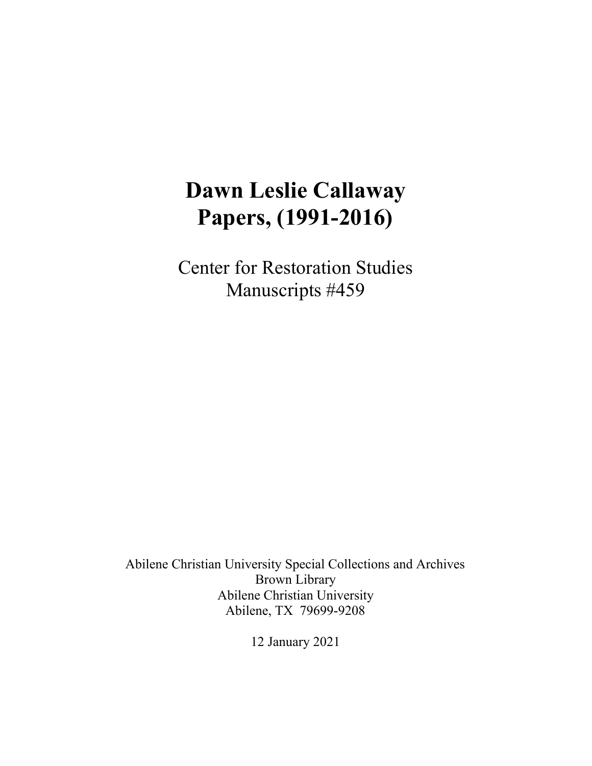# Dawn Leslie Callaway Papers, (1991-2016)

Center for Restoration Studies
Manuscripts #459

Abilene Christian University Special Collections and Archives
Brown Library
Abilene Christian University
Abilene, TX 79699-9208

12 January 2021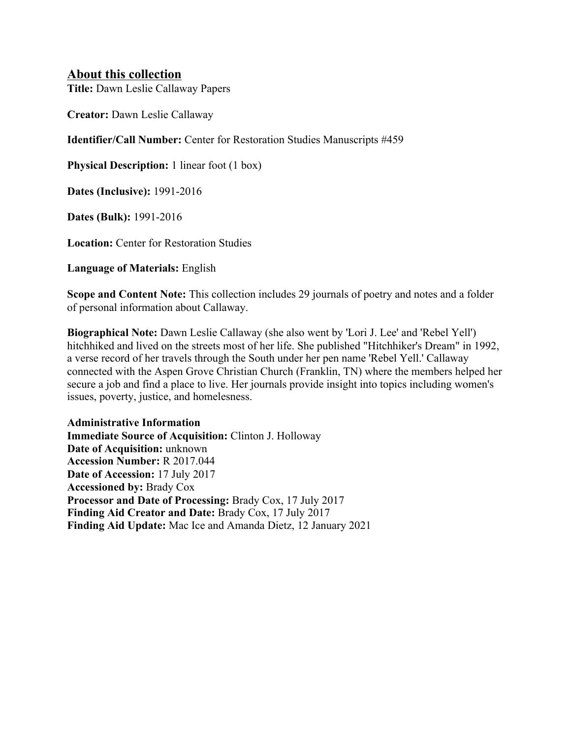## About this collection

**Title:** Dawn Leslie Callaway Papers

**Creator:** Dawn Leslie Callaway

**Identifier/Call Number:** Center for Restoration Studies Manuscripts #459

**Physical Description:** 1 linear foot (1 box)

**Dates (Inclusive):** 1991-2016

**Dates (Bulk):** 1991-2016

**Location:** Center for Restoration Studies

**Language of Materials:** English

**Scope and Content Note:** This collection includes 29 journals of poetry and notes and a folder of personal information about Callaway.

**Biographical Note:** Dawn Leslie Callaway (she also went by 'Lori J. Lee' and 'Rebel Yell') hitchhiked and lived on the streets most of her life. She published "Hitchhiker's Dream" in 1992, a verse record of her travels through the South under her pen name 'Rebel Yell.' Callaway connected with the Aspen Grove Christian Church (Franklin, TN) where the members helped her secure a job and find a place to live. Her journals provide insight into topics including women's issues, poverty, justice, and homelesness.

**Administrative Information**
**Immediate Source of Acquisition:** Clinton J. Holloway
**Date of Acquisition:** unknown
**Accession Number:** R 2017.044
**Date of Accession:** 17 July 2017
**Accessioned by:** Brady Cox
**Processor and Date of Processing:** Brady Cox, 17 July 2017
**Finding Aid Creator and Date:** Brady Cox, 17 July 2017
**Finding Aid Update:** Mac Ice and Amanda Dietz, 12 January 2021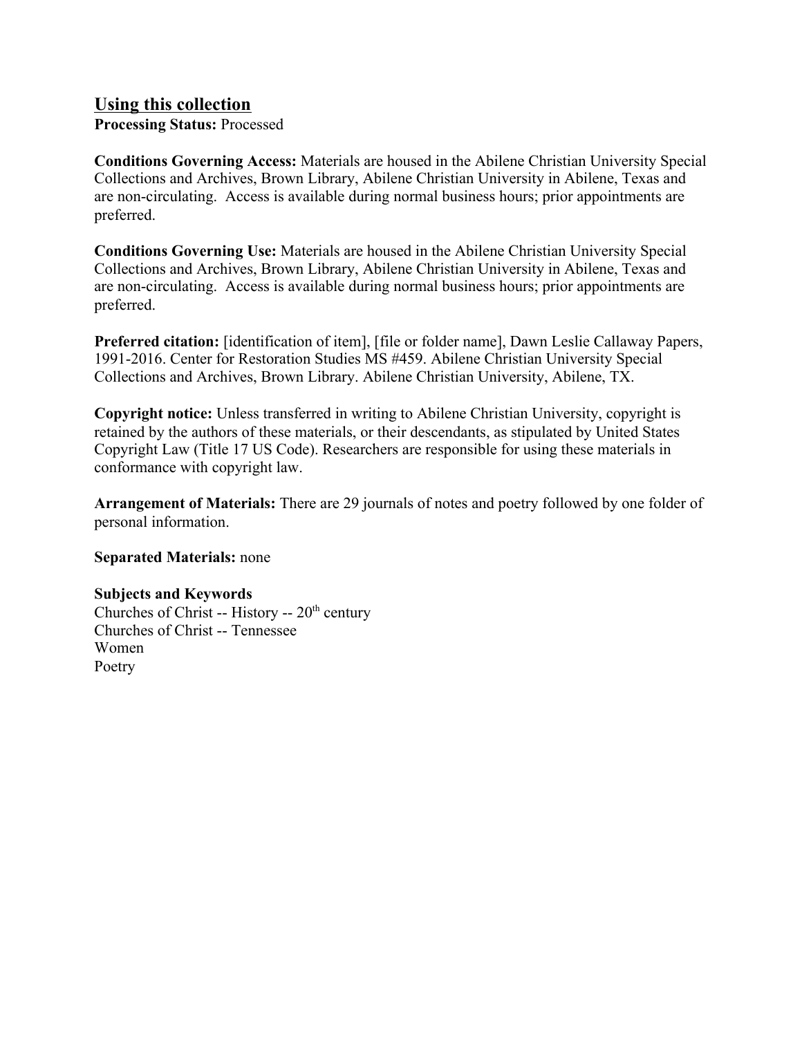## Using this collection

**Processing Status:** Processed

**Conditions Governing Access:** Materials are housed in the Abilene Christian University Special Collections and Archives, Brown Library, Abilene Christian University in Abilene, Texas and are non-circulating. Access is available during normal business hours; prior appointments are preferred.

**Conditions Governing Use:** Materials are housed in the Abilene Christian University Special Collections and Archives, Brown Library, Abilene Christian University in Abilene, Texas and are non-circulating. Access is available during normal business hours; prior appointments are preferred.

**Preferred citation:** [identification of item], [file or folder name], Dawn Leslie Callaway Papers, 1991-2016. Center for Restoration Studies MS #459. Abilene Christian University Special Collections and Archives, Brown Library. Abilene Christian University, Abilene, TX.

**Copyright notice:** Unless transferred in writing to Abilene Christian University, copyright is retained by the authors of these materials, or their descendants, as stipulated by United States Copyright Law (Title 17 US Code). Researchers are responsible for using these materials in conformance with copyright law.

**Arrangement of Materials:** There are 29 journals of notes and poetry followed by one folder of personal information.

**Separated Materials:** none

**Subjects and Keywords**
Churches of Christ -- History -- 20th century
Churches of Christ -- Tennessee
Women
Poetry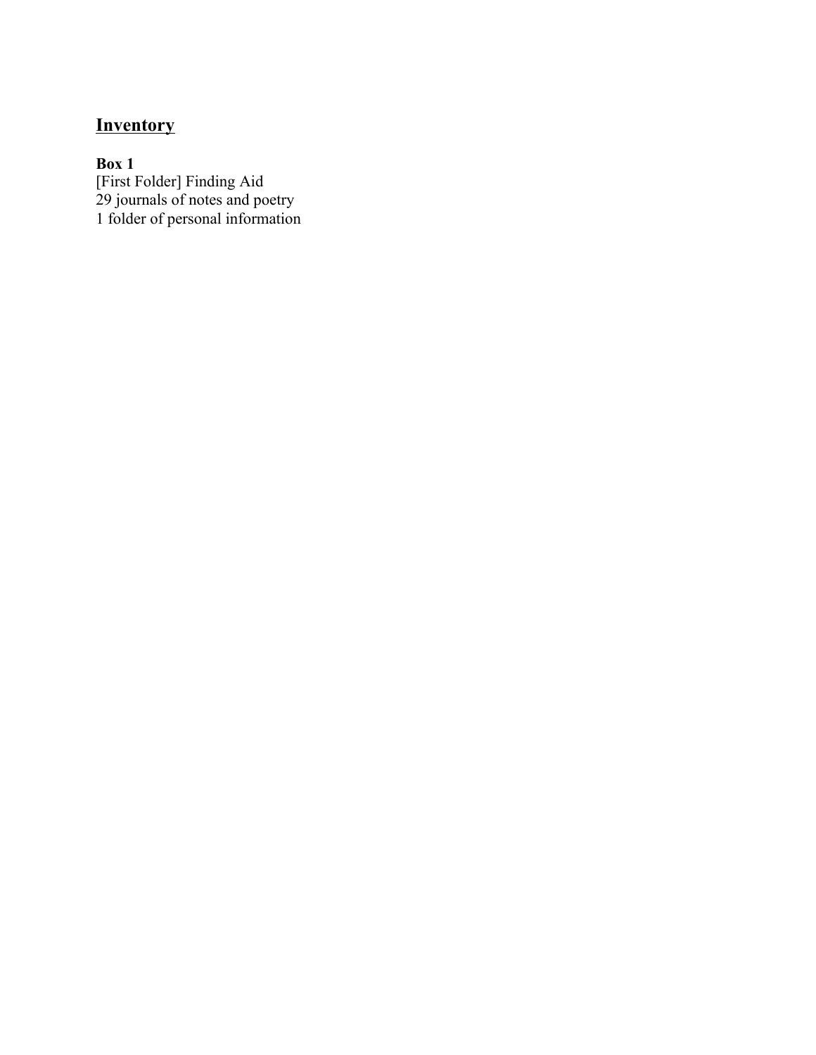## Inventory

**Box 1**
[First Folder] Finding Aid
29 journals of notes and poetry
1 folder of personal information